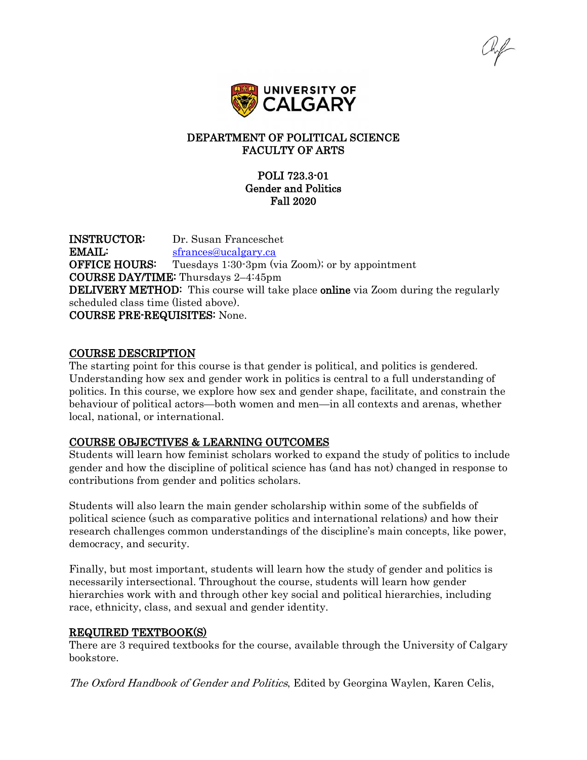**DEPARTMENT OF POLITICAL SCIENCE**
**FACULTY OF ARTS**

**POLI 723.3-01**
**Gender and Politics**
**Fall 2020**

**INSTRUCTOR:** Dr. Susan Franceschet
**EMAIL:** sfrances@ucalgary.ca
**OFFICE HOURS:** Tuesdays 1:30-3pm (via Zoom); or by appointment
**COURSE DAY/TIME:** Thursdays 2–4:45pm
**DELIVERY METHOD:** This course will take place **online** via Zoom during the regularly scheduled class time (listed above).
**COURSE PRE-REQUISITES:** None.

## COURSE DESCRIPTION

The starting point for this course is that gender is political, and politics is gendered. Understanding how sex and gender work in politics is central to a full understanding of politics. In this course, we explore how sex and gender shape, facilitate, and constrain the behaviour of political actors—both women and men—in all contexts and arenas, whether local, national, or international.

## COURSE OBJECTIVES & LEARNING OUTCOMES

Students will learn how feminist scholars worked to expand the study of politics to include gender and how the discipline of political science has (and has not) changed in response to contributions from gender and politics scholars.

Students will also learn the main gender scholarship within some of the subfields of political science (such as comparative politics and international relations) and how their research challenges common understandings of the discipline's main concepts, like power, democracy, and security.

Finally, but most important, students will learn how the study of gender and politics is necessarily intersectional. Throughout the course, students will learn how gender hierarchies work with and through other key social and political hierarchies, including race, ethnicity, class, and sexual and gender identity.

## REQUIRED TEXTBOOK(S)

There are 3 required textbooks for the course, available through the University of Calgary bookstore.

*The Oxford Handbook of Gender and Politics*, Edited by Georgina Waylen, Karen Celis,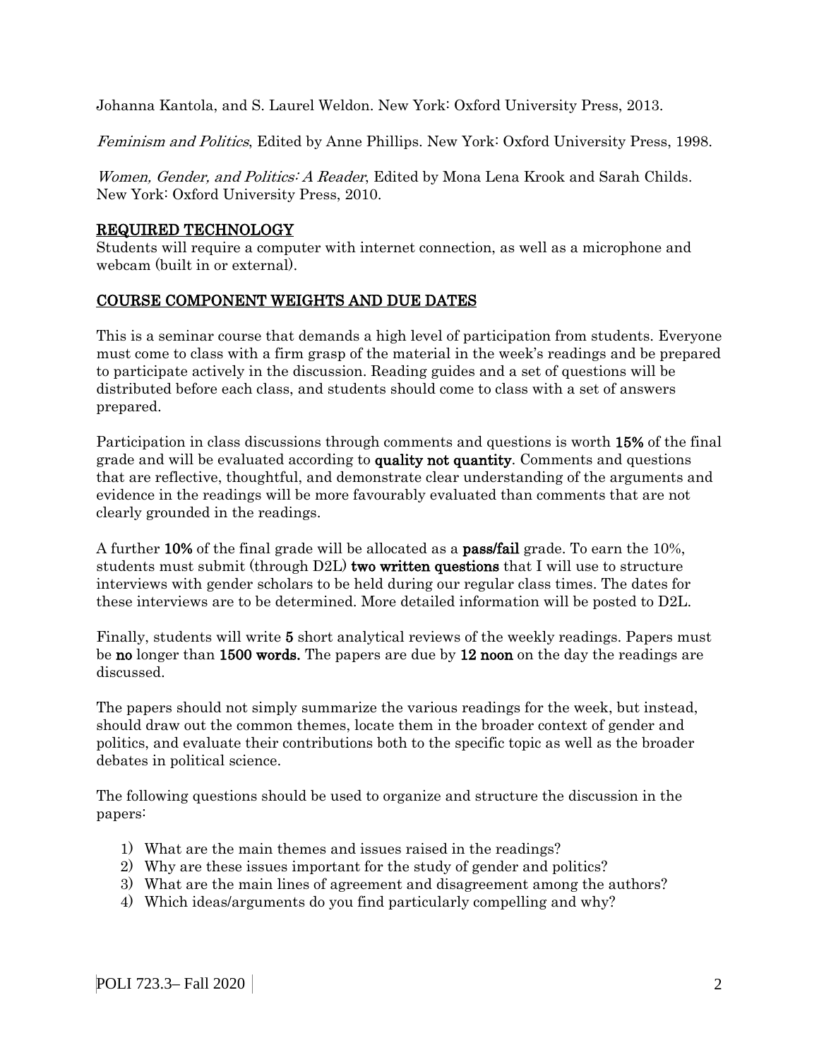Johanna Kantola, and S. Laurel Weldon. New York: Oxford University Press, 2013.

*Feminism and Politics*, Edited by Anne Phillips. New York: Oxford University Press, 1998.

*Women, Gender, and Politics: A Reader*, Edited by Mona Lena Krook and Sarah Childs. New York: Oxford University Press, 2010.

## REQUIRED TECHNOLOGY

Students will require a computer with internet connection, as well as a microphone and webcam (built in or external).

## COURSE COMPONENT WEIGHTS AND DUE DATES

This is a seminar course that demands a high level of participation from students. Everyone must come to class with a firm grasp of the material in the week's readings and be prepared to participate actively in the discussion. Reading guides and a set of questions will be distributed before each class, and students should come to class with a set of answers prepared.

Participation in class discussions through comments and questions is worth **15%** of the final grade and will be evaluated according to **quality not quantity**. Comments and questions that are reflective, thoughtful, and demonstrate clear understanding of the arguments and evidence in the readings will be more favourably evaluated than comments that are not clearly grounded in the readings.

A further **10%** of the final grade will be allocated as a **pass/fail** grade. To earn the 10%, students must submit (through D2L) **two written questions** that I will use to structure interviews with gender scholars to be held during our regular class times. The dates for these interviews are to be determined. More detailed information will be posted to D2L.

Finally, students will write **5** short analytical reviews of the weekly readings. Papers must be **no** longer than **1500 words.** The papers are due by **12 noon** on the day the readings are discussed.

The papers should not simply summarize the various readings for the week, but instead, should draw out the common themes, locate them in the broader context of gender and politics, and evaluate their contributions both to the specific topic as well as the broader debates in political science.

The following questions should be used to organize and structure the discussion in the papers:

1) What are the main themes and issues raised in the readings?
2) Why are these issues important for the study of gender and politics?
3) What are the main lines of agreement and disagreement among the authors?
4) Which ideas/arguments do you find particularly compelling and why?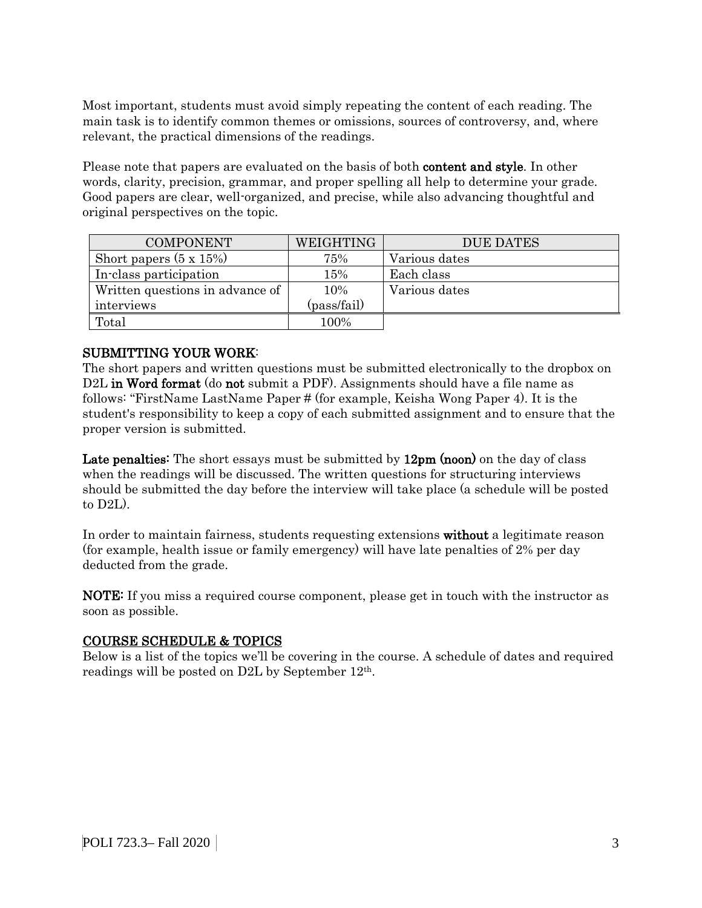Most important, students must avoid simply repeating the content of each reading. The main task is to identify common themes or omissions, sources of controversy, and, where relevant, the practical dimensions of the readings.

Please note that papers are evaluated on the basis of both **content and style**. In other words, clarity, precision, grammar, and proper spelling all help to determine your grade. Good papers are clear, well-organized, and precise, while also advancing thoughtful and original perspectives on the topic.

| COMPONENT | WEIGHTING | DUE DATES |
| --- | --- | --- |
| Short papers (5 x 15%) | 75% | Various dates |
| In-class participation | 15% | Each class |
| Written questions in advance of interviews | 10% (pass/fail) | Various dates |
| Total | 100% | |

**SUBMITTING YOUR WORK**:
The short papers and written questions must be submitted electronically to the dropbox on D2L **in Word format** (do **not** submit a PDF). Assignments should have a file name as follows: "FirstName LastName Paper # (for example, Keisha Wong Paper 4). It is the student's responsibility to keep a copy of each submitted assignment and to ensure that the proper version is submitted.

**Late penalties:** The short essays must be submitted by **12pm (noon)** on the day of class when the readings will be discussed. The written questions for structuring interviews should be submitted the day before the interview will take place (a schedule will be posted to D2L).

In order to maintain fairness, students requesting extensions **without** a legitimate reason (for example, health issue or family emergency) will have late penalties of 2% per day deducted from the grade.

**NOTE:** If you miss a required course component, please get in touch with the instructor as soon as possible.

## COURSE SCHEDULE & TOPICS

Below is a list of the topics we'll be covering in the course. A schedule of dates and required readings will be posted on D2L by September 12th.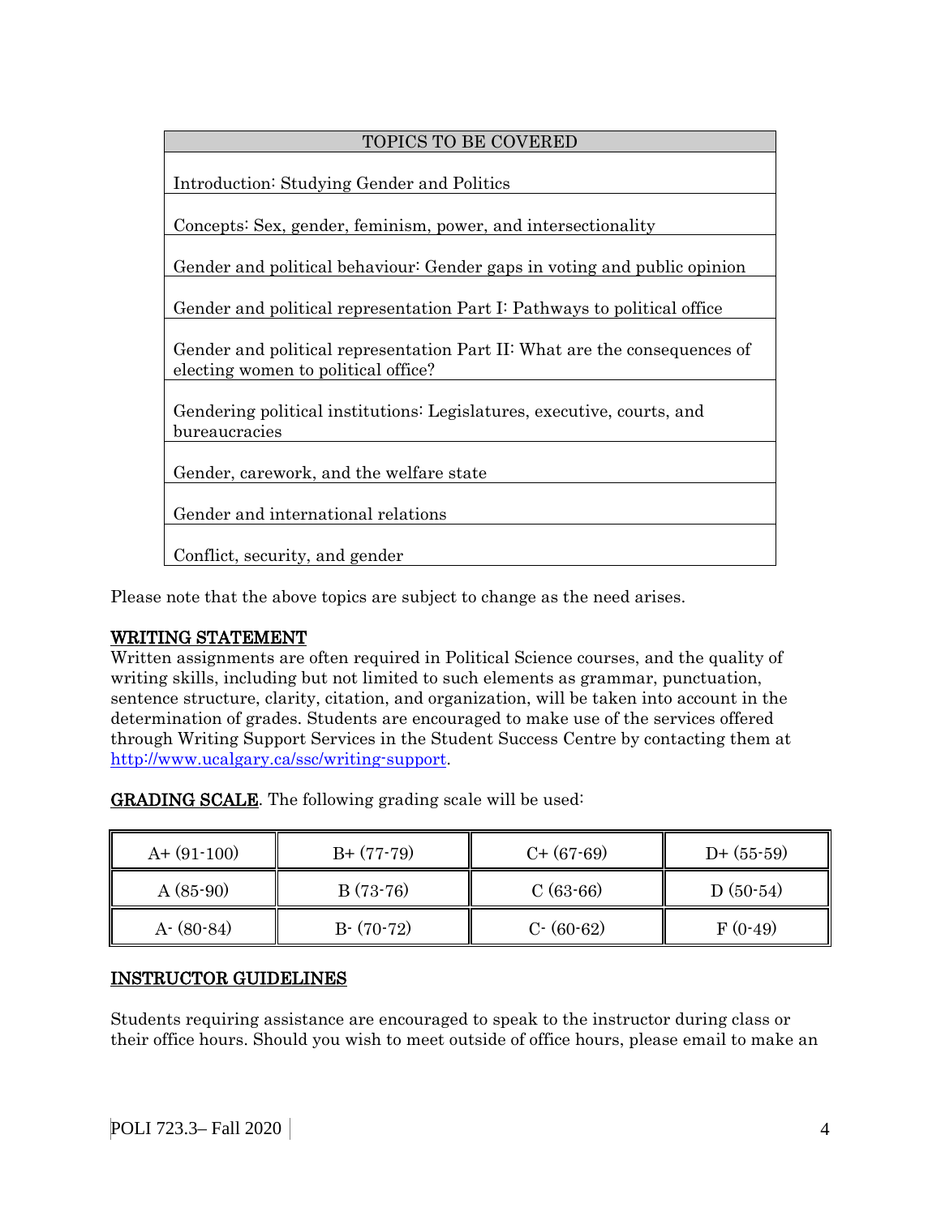| TOPICS TO BE COVERED |
| --- |
| Introduction: Studying Gender and Politics |
| Concepts: Sex, gender, feminism, power, and intersectionality |
| Gender and political behaviour: Gender gaps in voting and public opinion |
| Gender and political representation Part I: Pathways to political office |
| Gender and political representation Part II: What are the consequences of electing women to political office? |
| Gendering political institutions: Legislatures, executive, courts, and bureaucracies |
| Gender, carework, and the welfare state |
| Gender and international relations |
| Conflict, security, and gender |

Please note that the above topics are subject to change as the need arises.

## WRITING STATEMENT

Written assignments are often required in Political Science courses, and the quality of writing skills, including but not limited to such elements as grammar, punctuation, sentence structure, clarity, citation, and organization, will be taken into account in the determination of grades. Students are encouraged to make use of the services offered through Writing Support Services in the Student Success Centre by contacting them at http://www.ucalgary.ca/ssc/writing-support.

**GRADING SCALE**. The following grading scale will be used:

| | | | |
| --- | --- | --- | --- |
| A+ (91-100) | B+ (77-79) | C+ (67-69) | D+ (55-59) |
| A (85-90) | B (73-76) | C (63-66) | D (50-54) |
| A- (80-84) | B- (70-72) | C- (60-62) | F (0-49) |

## INSTRUCTOR GUIDELINES

Students requiring assistance are encouraged to speak to the instructor during class or their office hours. Should you wish to meet outside of office hours, please email to make an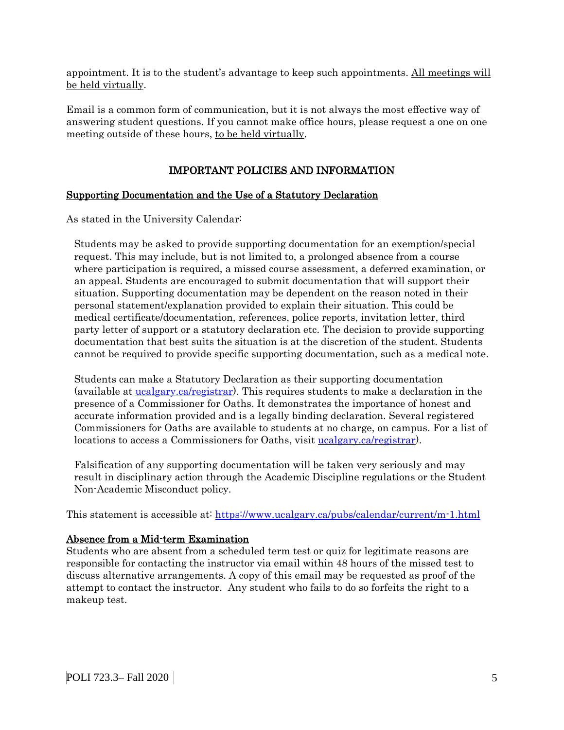appointment. It is to the student's advantage to keep such appointments. All meetings will be held virtually.

Email is a common form of communication, but it is not always the most effective way of answering student questions. If you cannot make office hours, please request a one on one meeting outside of these hours, to be held virtually.

## IMPORTANT POLICIES AND INFORMATION

### Supporting Documentation and the Use of a Statutory Declaration

As stated in the University Calendar:

> Students may be asked to provide supporting documentation for an exemption/special request. This may include, but is not limited to, a prolonged absence from a course where participation is required, a missed course assessment, a deferred examination, or an appeal. Students are encouraged to submit documentation that will support their situation. Supporting documentation may be dependent on the reason noted in their personal statement/explanation provided to explain their situation. This could be medical certificate/documentation, references, police reports, invitation letter, third party letter of support or a statutory declaration etc. The decision to provide supporting documentation that best suits the situation is at the discretion of the student. Students cannot be required to provide specific supporting documentation, such as a medical note.
>
> Students can make a Statutory Declaration as their supporting documentation (available at [ucalgary.ca/registrar](ucalgary.ca/registrar)). This requires students to make a declaration in the presence of a Commissioner for Oaths. It demonstrates the importance of honest and accurate information provided and is a legally binding declaration. Several registered Commissioners for Oaths are available to students at no charge, on campus. For a list of locations to access a Commissioners for Oaths, visit [ucalgary.ca/registrar](ucalgary.ca/registrar)).
>
> Falsification of any supporting documentation will be taken very seriously and may result in disciplinary action through the Academic Discipline regulations or the Student Non-Academic Misconduct policy.

This statement is accessible at: https://www.ucalgary.ca/pubs/calendar/current/m-1.html

### Absence from a Mid-term Examination

Students who are absent from a scheduled term test or quiz for legitimate reasons are responsible for contacting the instructor via email within 48 hours of the missed test to discuss alternative arrangements. A copy of this email may be requested as proof of the attempt to contact the instructor. Any student who fails to do so forfeits the right to a makeup test.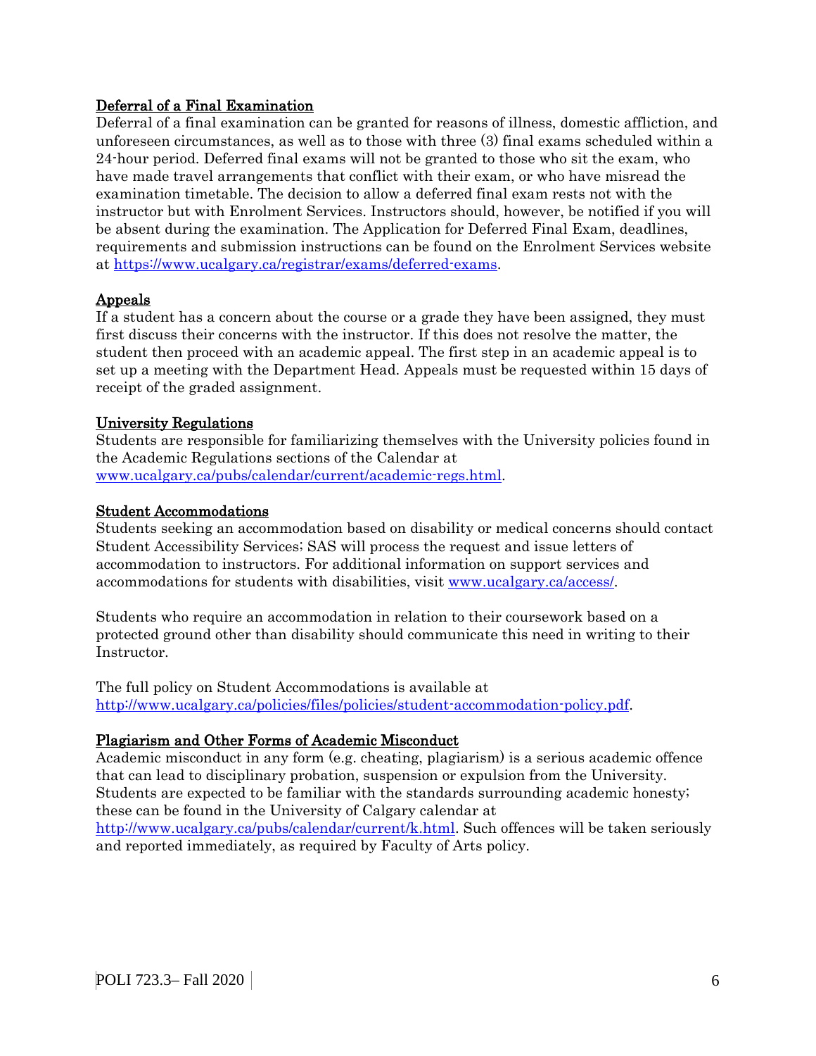## Deferral of a Final Examination

Deferral of a final examination can be granted for reasons of illness, domestic affliction, and unforeseen circumstances, as well as to those with three (3) final exams scheduled within a 24-hour period. Deferred final exams will not be granted to those who sit the exam, who have made travel arrangements that conflict with their exam, or who have misread the examination timetable. The decision to allow a deferred final exam rests not with the instructor but with Enrolment Services. Instructors should, however, be notified if you will be absent during the examination. The Application for Deferred Final Exam, deadlines, requirements and submission instructions can be found on the Enrolment Services website at https://www.ucalgary.ca/registrar/exams/deferred-exams.

## Appeals

If a student has a concern about the course or a grade they have been assigned, they must first discuss their concerns with the instructor. If this does not resolve the matter, the student then proceed with an academic appeal. The first step in an academic appeal is to set up a meeting with the Department Head. Appeals must be requested within 15 days of receipt of the graded assignment.

## University Regulations

Students are responsible for familiarizing themselves with the University policies found in the Academic Regulations sections of the Calendar at www.ucalgary.ca/pubs/calendar/current/academic-regs.html.

## Student Accommodations

Students seeking an accommodation based on disability or medical concerns should contact Student Accessibility Services; SAS will process the request and issue letters of accommodation to instructors. For additional information on support services and accommodations for students with disabilities, visit www.ucalgary.ca/access/.

Students who require an accommodation in relation to their coursework based on a protected ground other than disability should communicate this need in writing to their Instructor.

The full policy on Student Accommodations is available at http://www.ucalgary.ca/policies/files/policies/student-accommodation-policy.pdf.

## Plagiarism and Other Forms of Academic Misconduct

Academic misconduct in any form (e.g. cheating, plagiarism) is a serious academic offence that can lead to disciplinary probation, suspension or expulsion from the University. Students are expected to be familiar with the standards surrounding academic honesty; these can be found in the University of Calgary calendar at http://www.ucalgary.ca/pubs/calendar/current/k.html. Such offences will be taken seriously and reported immediately, as required by Faculty of Arts policy.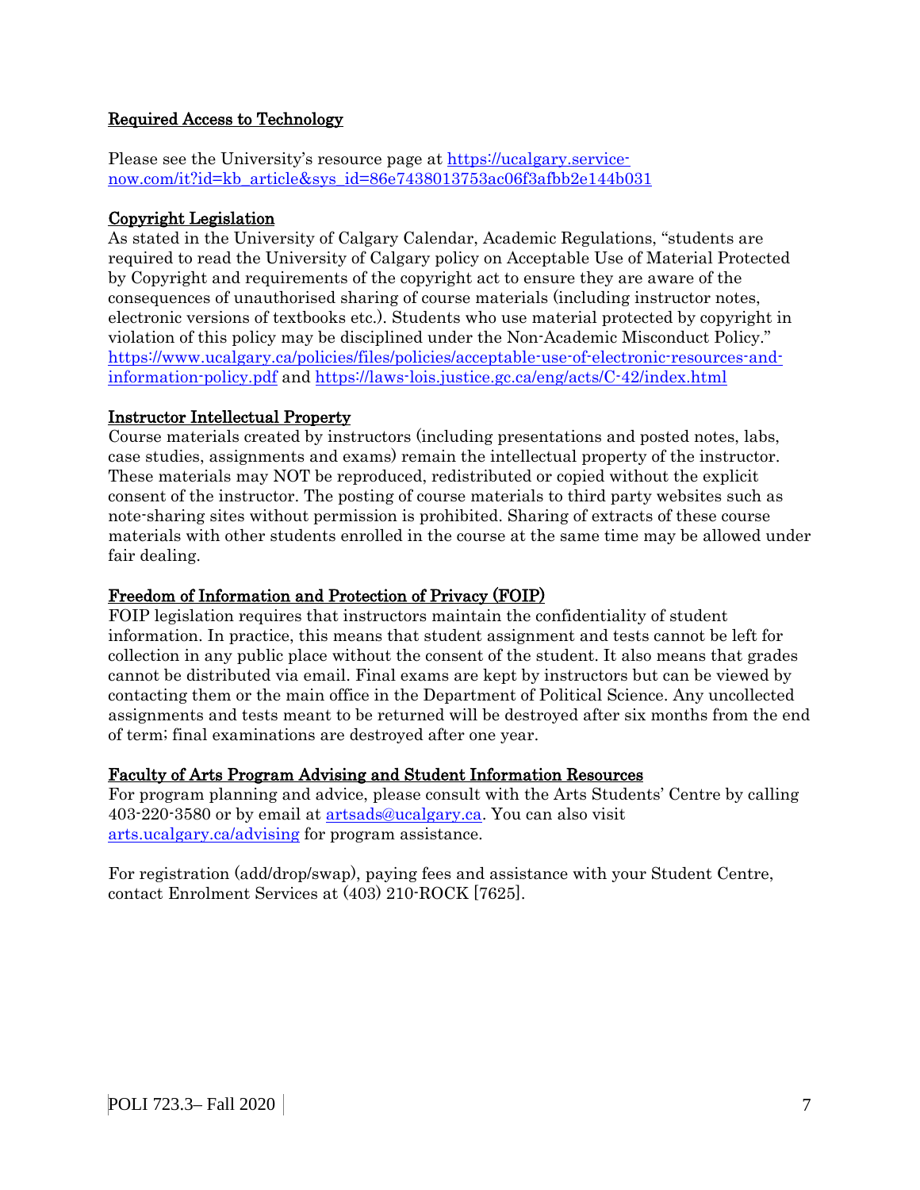## Required Access to Technology

Please see the University's resource page at [https://ucalgary.service-now.com/it?id=kb_article&sys_id=86e7438013753ac06f3afbb2e144b031](https://ucalgary.service-now.com/it?id=kb_article&sys_id=86e7438013753ac06f3afbb2e144b031)

## Copyright Legislation

As stated in the University of Calgary Calendar, Academic Regulations, "students are required to read the University of Calgary policy on Acceptable Use of Material Protected by Copyright and requirements of the copyright act to ensure they are aware of the consequences of unauthorised sharing of course materials (including instructor notes, electronic versions of textbooks etc.). Students who use material protected by copyright in violation of this policy may be disciplined under the Non-Academic Misconduct Policy." [https://www.ucalgary.ca/policies/files/policies/acceptable-use-of-electronic-resources-and-information-policy.pdf](https://www.ucalgary.ca/policies/files/policies/acceptable-use-of-electronic-resources-and-information-policy.pdf) and [https://laws-lois.justice.gc.ca/eng/acts/C-42/index.html](https://laws-lois.justice.gc.ca/eng/acts/C-42/index.html)

## Instructor Intellectual Property

Course materials created by instructors (including presentations and posted notes, labs, case studies, assignments and exams) remain the intellectual property of the instructor. These materials may NOT be reproduced, redistributed or copied without the explicit consent of the instructor. The posting of course materials to third party websites such as note-sharing sites without permission is prohibited. Sharing of extracts of these course materials with other students enrolled in the course at the same time may be allowed under fair dealing.

## Freedom of Information and Protection of Privacy (FOIP)

FOIP legislation requires that instructors maintain the confidentiality of student information. In practice, this means that student assignment and tests cannot be left for collection in any public place without the consent of the student. It also means that grades cannot be distributed via email. Final exams are kept by instructors but can be viewed by contacting them or the main office in the Department of Political Science. Any uncollected assignments and tests meant to be returned will be destroyed after six months from the end of term; final examinations are destroyed after one year.

## Faculty of Arts Program Advising and Student Information Resources

For program planning and advice, please consult with the Arts Students' Centre by calling 403-220-3580 or by email at [artsads@ucalgary.ca](mailto:artsads@ucalgary.ca). You can also visit [arts.ucalgary.ca/advising](https://arts.ucalgary.ca/advising) for program assistance.

For registration (add/drop/swap), paying fees and assistance with your Student Centre, contact Enrolment Services at (403) 210-ROCK [7625].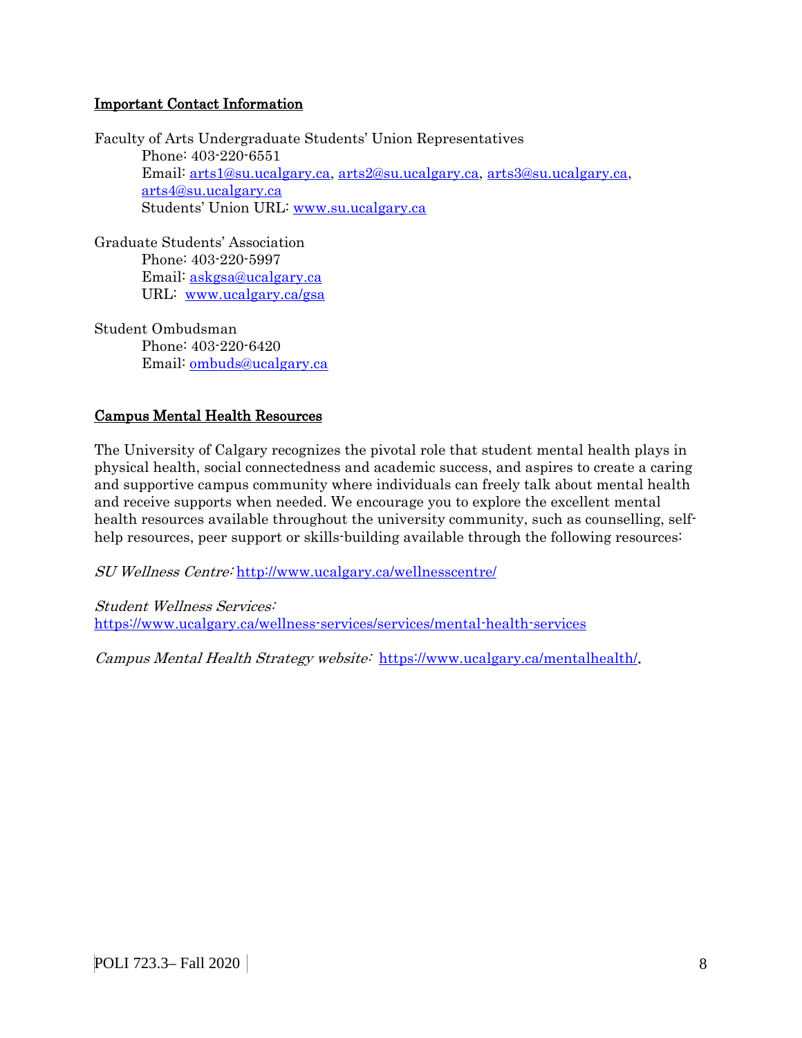## Important Contact Information

Faculty of Arts Undergraduate Students' Union Representatives
Phone: 403-220-6551
Email: arts1@su.ucalgary.ca, arts2@su.ucalgary.ca, arts3@su.ucalgary.ca, arts4@su.ucalgary.ca
Students' Union URL: www.su.ucalgary.ca

Graduate Students' Association
Phone: 403-220-5997
Email: askgsa@ucalgary.ca
URL: www.ucalgary.ca/gsa

Student Ombudsman
Phone: 403-220-6420
Email: ombuds@ucalgary.ca

## Campus Mental Health Resources

The University of Calgary recognizes the pivotal role that student mental health plays in physical health, social connectedness and academic success, and aspires to create a caring and supportive campus community where individuals can freely talk about mental health and receive supports when needed. We encourage you to explore the excellent mental health resources available throughout the university community, such as counselling, self-help resources, peer support or skills-building available through the following resources:

*SU Wellness Centre:* http://www.ucalgary.ca/wellnesscentre/

*Student Wellness Services:*
https://www.ucalgary.ca/wellness-services/services/mental-health-services

*Campus Mental Health Strategy website:* https://www.ucalgary.ca/mentalhealth/.